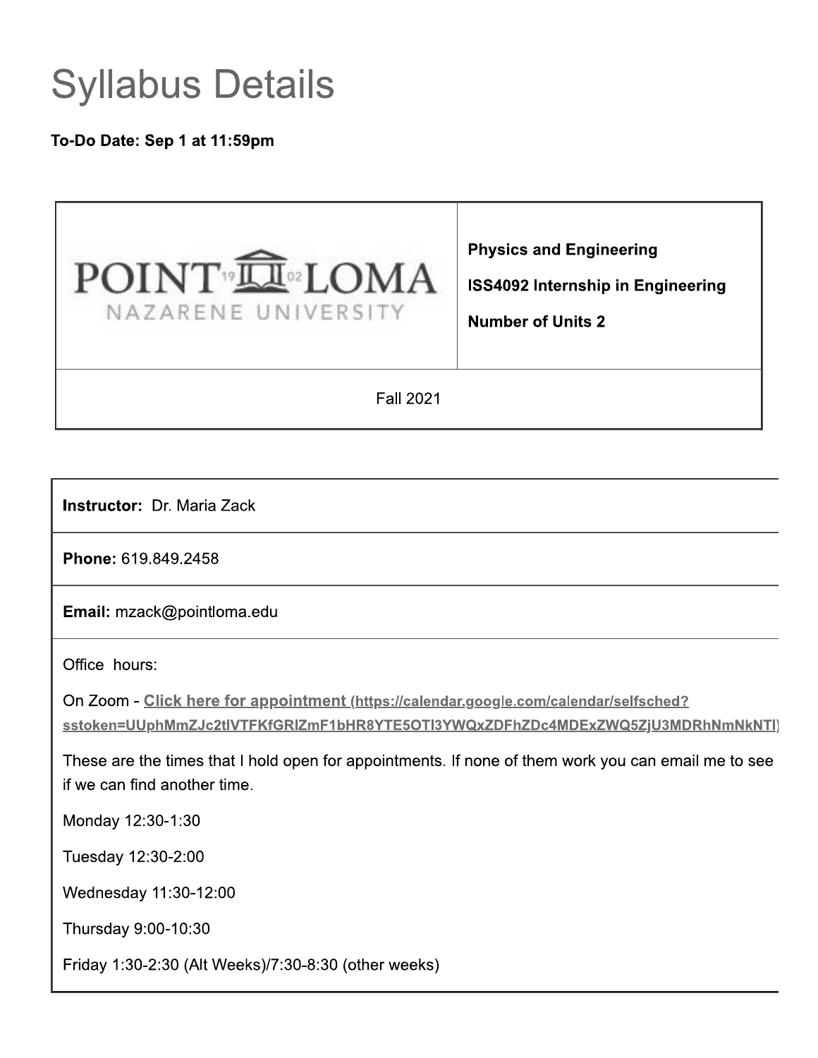# Syllabus Details

**To-Do Date: Sep 1 at 11:59pm**

| POINT LOMA NAZARENE UNIVERSITY | **Physics and Engineering**<br><br>**ISS4092 Internship in Engineering**<br><br>**Number of Units 2** |
|---|---|
| Fall 2021 | |

| **Instructor:** Dr. Maria Zack |
|---|
| **Phone:** 619.849.2458 |
| **Email:** mzack@pointloma.edu |
| Office hours:<br><br>On Zoom - [Click here for appointment](https://calendar.google.com/calendar/selfsched?sstoken=UUphMmZJc2tlVTFKfGRlZmF1bHR8YTE5OTI3YWQxZDFhZDc4MDExZWQ5ZjU3MDRhNmNkNTI) (https://calendar.google.com/calendar/selfsched?sstoken=UUphMmZJc2tlVTFKfGRlZmF1bHR8YTE5OTI3YWQxZDFhZDc4MDExZWQ5ZjU3MDRhNmNkNTI)<br><br>These are the times that I hold open for appointments. If none of them work you can email me to see if we can find another time.<br><br>Monday 12:30-1:30<br><br>Tuesday 12:30-2:00<br><br>Wednesday 11:30-12:00<br><br>Thursday 9:00-10:30<br><br>Friday 1:30-2:30 (Alt Weeks)/7:30-8:30 (other weeks) |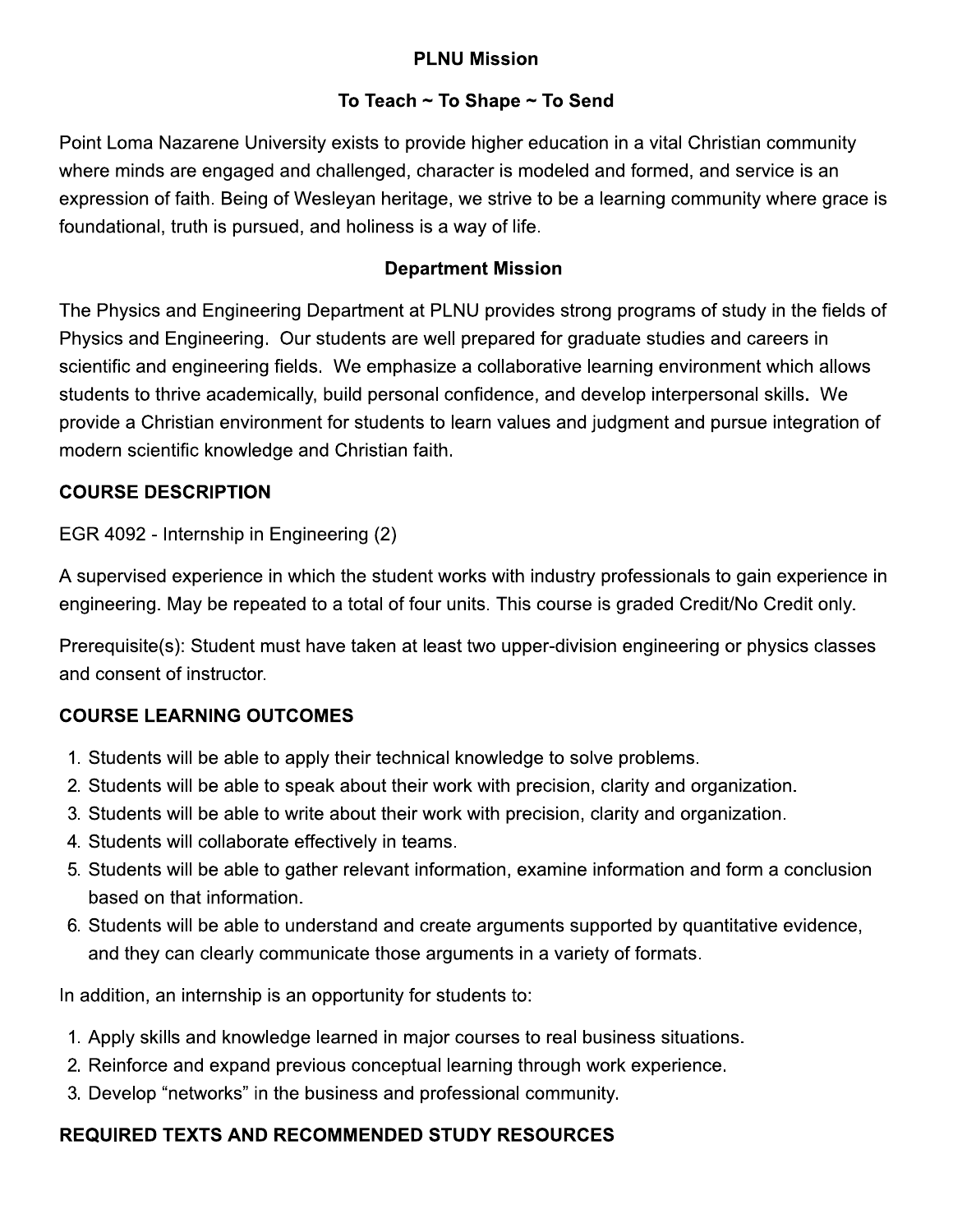## PLNU Mission

### To Teach ~ To Shape ~ To Send

Point Loma Nazarene University exists to provide higher education in a vital Christian community where minds are engaged and challenged, character is modeled and formed, and service is an expression of faith. Being of Wesleyan heritage, we strive to be a learning community where grace is foundational, truth is pursued, and holiness is a way of life.

## Department Mission

The Physics and Engineering Department at PLNU provides strong programs of study in the fields of Physics and Engineering. Our students are well prepared for graduate studies and careers in scientific and engineering fields. We emphasize a collaborative learning environment which allows students to thrive academically, build personal confidence, and develop interpersonal skills. We provide a Christian environment for students to learn values and judgment and pursue integration of modern scientific knowledge and Christian faith.

## COURSE DESCRIPTION

EGR 4092 - Internship in Engineering (2)

A supervised experience in which the student works with industry professionals to gain experience in engineering. May be repeated to a total of four units. This course is graded Credit/No Credit only.

Prerequisite(s): Student must have taken at least two upper-division engineering or physics classes and consent of instructor.

## COURSE LEARNING OUTCOMES

1. Students will be able to apply their technical knowledge to solve problems.
2. Students will be able to speak about their work with precision, clarity and organization.
3. Students will be able to write about their work with precision, clarity and organization.
4. Students will collaborate effectively in teams.
5. Students will be able to gather relevant information, examine information and form a conclusion based on that information.
6. Students will be able to understand and create arguments supported by quantitative evidence, and they can clearly communicate those arguments in a variety of formats.

In addition, an internship is an opportunity for students to:

1. Apply skills and knowledge learned in major courses to real business situations.
2. Reinforce and expand previous conceptual learning through work experience.
3. Develop "networks" in the business and professional community.

## REQUIRED TEXTS AND RECOMMENDED STUDY RESOURCES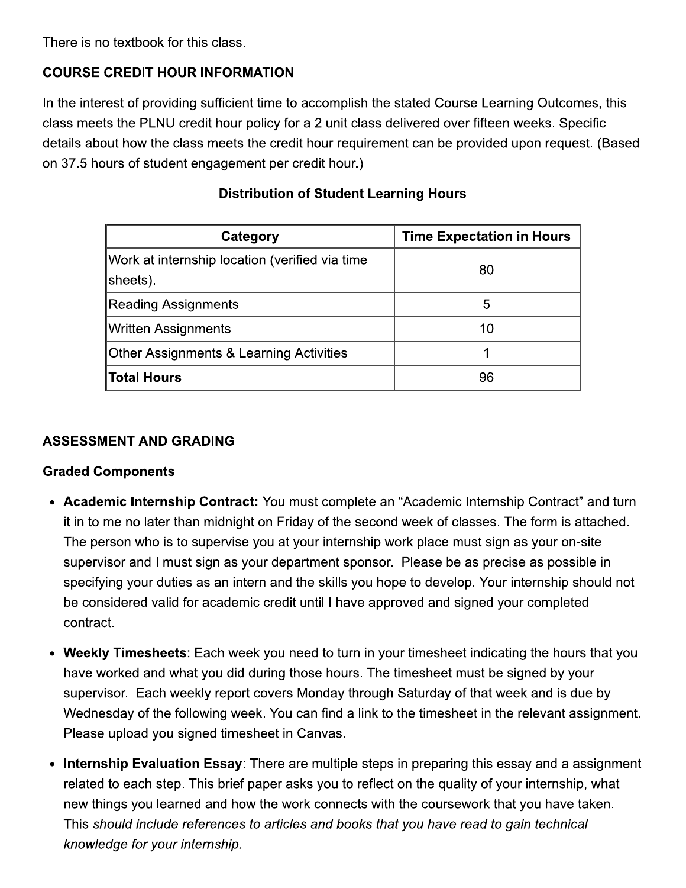There is no textbook for this class.

### COURSE CREDIT HOUR INFORMATION

In the interest of providing sufficient time to accomplish the stated Course Learning Outcomes, this class meets the PLNU credit hour policy for a 2 unit class delivered over fifteen weeks. Specific details about how the class meets the credit hour requirement can be provided upon request. (Based on 37.5 hours of student engagement per credit hour.)

**Distribution of Student Learning Hours**

| Category | Time Expectation in Hours |
|---|---|
| Work at internship location (verified via time sheets). | 80 |
| Reading Assignments | 5 |
| Written Assignments | 10 |
| Other Assignments & Learning Activities | 1 |
| **Total Hours** | 96 |

### ASSESSMENT AND GRADING

#### Graded Components

- **Academic Internship Contract:** You must complete an “Academic Internship Contract” and turn it in to me no later than midnight on Friday of the second week of classes. The form is attached. The person who is to supervise you at your internship work place must sign as your on-site supervisor and I must sign as your department sponsor. Please be as precise as possible in specifying your duties as an intern and the skills you hope to develop. Your internship should not be considered valid for academic credit until I have approved and signed your completed contract.
- **Weekly Timesheets**: Each week you need to turn in your timesheet indicating the hours that you have worked and what you did during those hours. The timesheet must be signed by your supervisor. Each weekly report covers Monday through Saturday of that week and is due by Wednesday of the following week. You can find a link to the timesheet in the relevant assignment. Please upload you signed timesheet in Canvas.
- **Internship Evaluation Essay**: There are multiple steps in preparing this essay and a assignment related to each step. This brief paper asks you to reflect on the quality of your internship, what new things you learned and how the work connects with the coursework that you have taken. This *should include references to articles and books that you have read to gain technical knowledge for your internship.*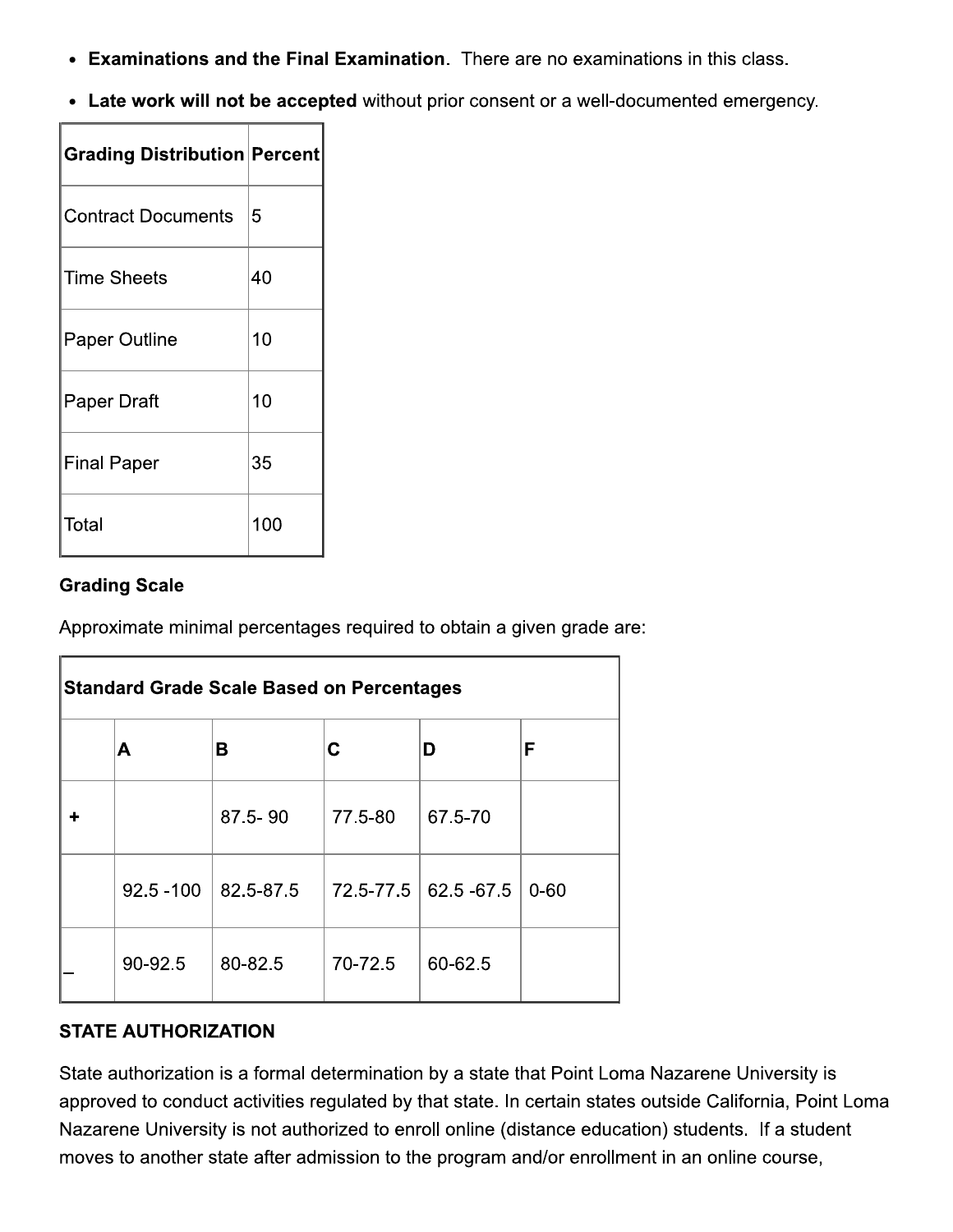- **Examinations and the Final Examination**. There are no examinations in this class.
- **Late work will not be accepted** without prior consent or a well-documented emergency.

| Grading Distribution | Percent |
|---|---|
| Contract Documents | 5 |
| Time Sheets | 40 |
| Paper Outline | 10 |
| Paper Draft | 10 |
| Final Paper | 35 |
| Total | 100 |

**Grading Scale**

Approximate minimal percentages required to obtain a given grade are:

| Standard Grade Scale Based on Percentages | | | | | |
|---|---|---|---|---|---|
| | **A** | **B** | **C** | **D** | **F** |
| **+** | | 87.5- 90 | 77.5-80 | 67.5-70 | |
| | 92.5 -100 | 82.5-87.5 | 72.5-77.5 | 62.5 -67.5 | 0-60 |
| **_** | 90-92.5 | 80-82.5 | 70-72.5 | 60-62.5 | |

**STATE AUTHORIZATION**

State authorization is a formal determination by a state that Point Loma Nazarene University is approved to conduct activities regulated by that state. In certain states outside California, Point Loma Nazarene University is not authorized to enroll online (distance education) students. If a student moves to another state after admission to the program and/or enrollment in an online course,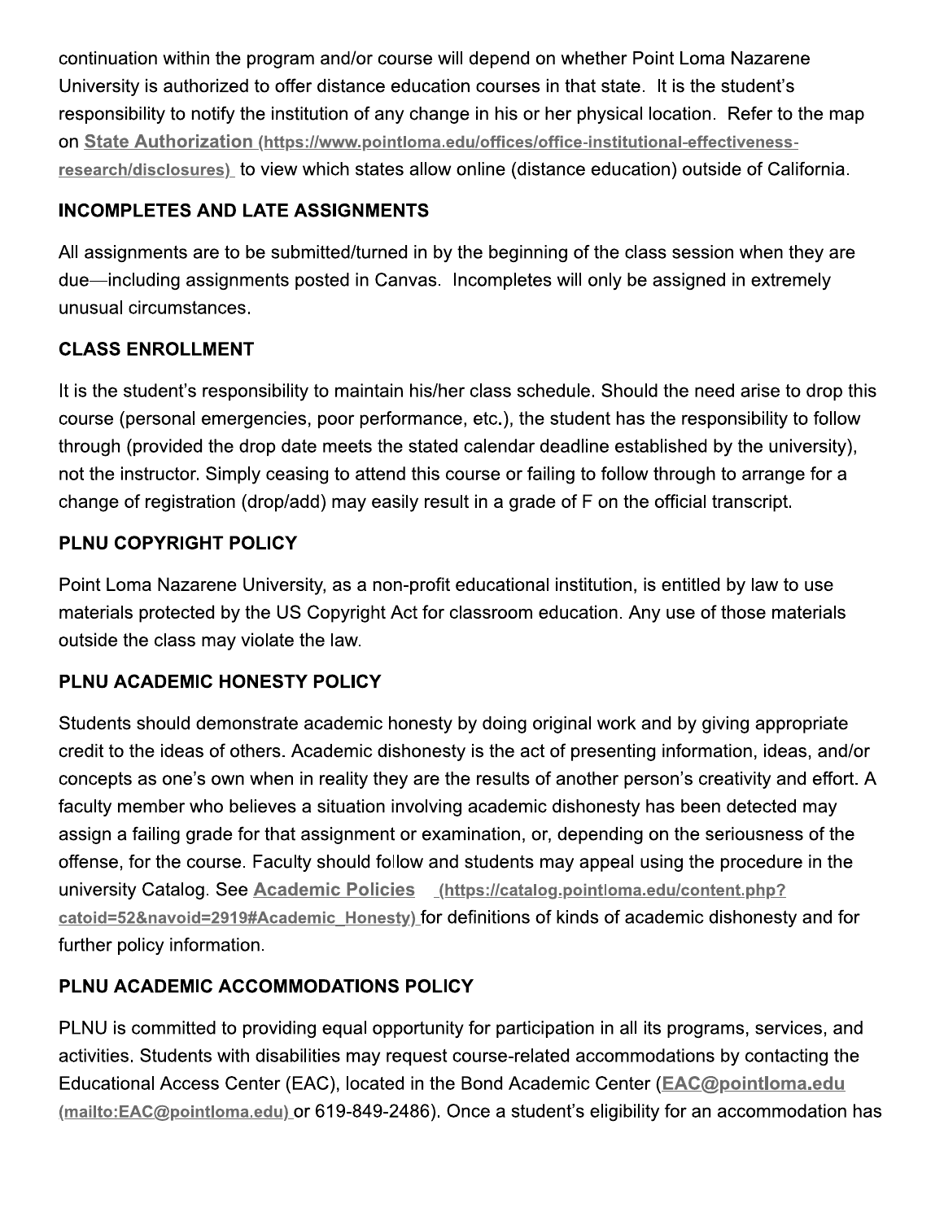continuation within the program and/or course will depend on whether Point Loma Nazarene University is authorized to offer distance education courses in that state. It is the student's responsibility to notify the institution of any change in his or her physical location. Refer to the map on **State Authorization** (https://www.pointloma.edu/offices/office-institutional-effectiveness-research/disclosures) to view which states allow online (distance education) outside of California.

### INCOMPLETES AND LATE ASSIGNMENTS

All assignments are to be submitted/turned in by the beginning of the class session when they are due—including assignments posted in Canvas. Incompletes will only be assigned in extremely unusual circumstances.

### CLASS ENROLLMENT

It is the student's responsibility to maintain his/her class schedule. Should the need arise to drop this course (personal emergencies, poor performance, etc.), the student has the responsibility to follow through (provided the drop date meets the stated calendar deadline established by the university), not the instructor. Simply ceasing to attend this course or failing to follow through to arrange for a change of registration (drop/add) may easily result in a grade of F on the official transcript.

### PLNU COPYRIGHT POLICY

Point Loma Nazarene University, as a non-profit educational institution, is entitled by law to use materials protected by the US Copyright Act for classroom education. Any use of those materials outside the class may violate the law.

### PLNU ACADEMIC HONESTY POLICY

Students should demonstrate academic honesty by doing original work and by giving appropriate credit to the ideas of others. Academic dishonesty is the act of presenting information, ideas, and/or concepts as one's own when in reality they are the results of another person's creativity and effort. A faculty member who believes a situation involving academic dishonesty has been detected may assign a failing grade for that assignment or examination, or, depending on the seriousness of the offense, for the course. Faculty should follow and students may appeal using the procedure in the university Catalog. See **Academic Policies** (https://catalog.pointloma.edu/content.php?catoid=52&navoid=2919#Academic_Honesty) for definitions of kinds of academic dishonesty and for further policy information.

### PLNU ACADEMIC ACCOMMODATIONS POLICY

PLNU is committed to providing equal opportunity for participation in all its programs, services, and activities. Students with disabilities may request course-related accommodations by contacting the Educational Access Center (EAC), located in the Bond Academic Center (**EAC@pointloma.edu** (mailto:EAC@pointloma.edu) or 619-849-2486). Once a student's eligibility for an accommodation has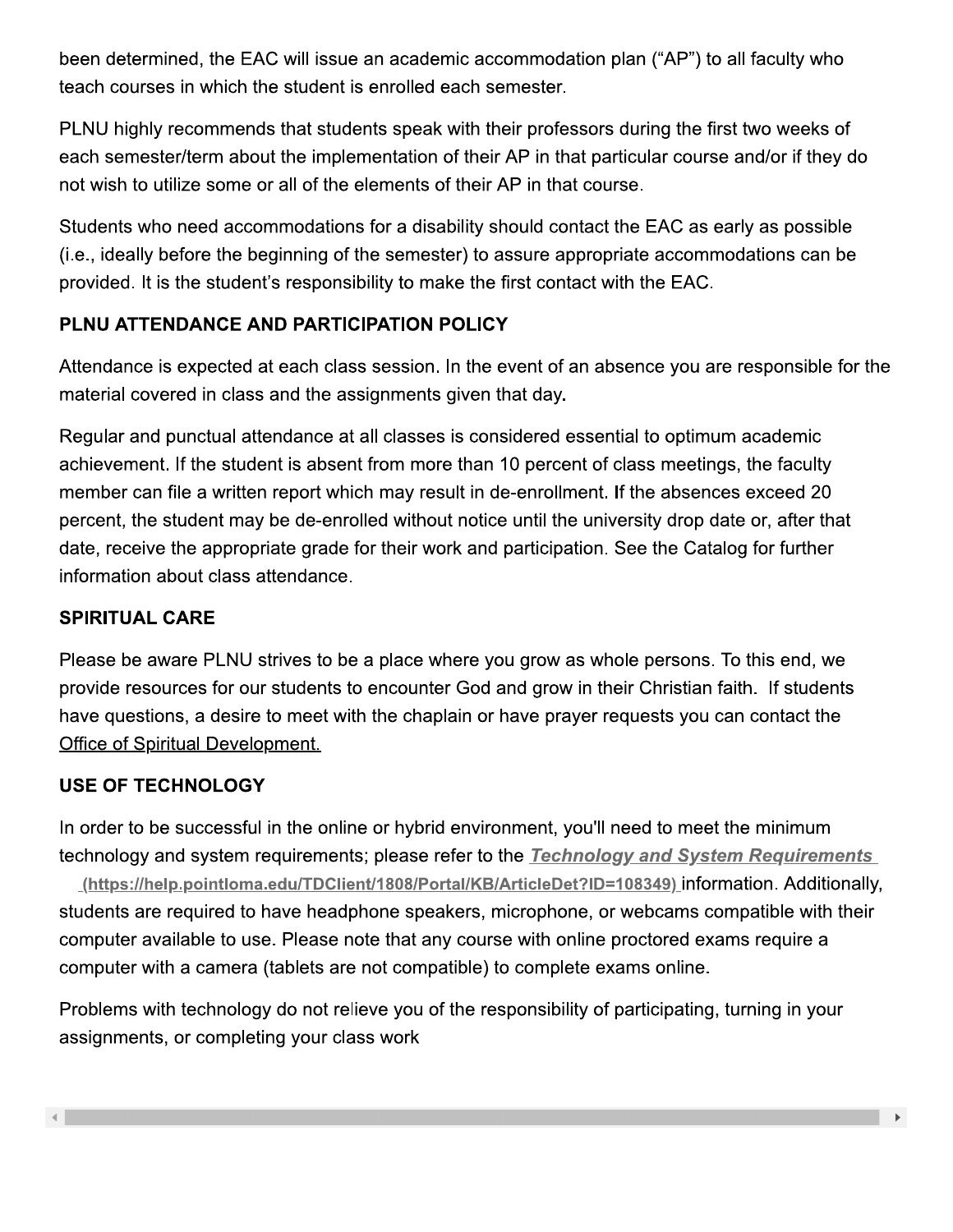been determined, the EAC will issue an academic accommodation plan ("AP") to all faculty who teach courses in which the student is enrolled each semester.

PLNU highly recommends that students speak with their professors during the first two weeks of each semester/term about the implementation of their AP in that particular course and/or if they do not wish to utilize some or all of the elements of their AP in that course.

Students who need accommodations for a disability should contact the EAC as early as possible (i.e., ideally before the beginning of the semester) to assure appropriate accommodations can be provided. It is the student's responsibility to make the first contact with the EAC.

**PLNU ATTENDANCE AND PARTICIPATION POLICY**

Attendance is expected at each class session. In the event of an absence you are responsible for the material covered in class and the assignments given that day.

Regular and punctual attendance at all classes is considered essential to optimum academic achievement. If the student is absent from more than 10 percent of class meetings, the faculty member can file a written report which may result in de-enrollment. If the absences exceed 20 percent, the student may be de-enrolled without notice until the university drop date or, after that date, receive the appropriate grade for their work and participation. See the Catalog for further information about class attendance.

**SPIRITUAL CARE**

Please be aware PLNU strives to be a place where you grow as whole persons. To this end, we provide resources for our students to encounter God and grow in their Christian faith. If students have questions, a desire to meet with the chaplain or have prayer requests you can contact the Office of Spiritual Development.

**USE OF TECHNOLOGY**

In order to be successful in the online or hybrid environment, you'll need to meet the minimum technology and system requirements; please refer to the ***Technology and System Requirements*** **(https://help.pointloma.edu/TDClient/1808/Portal/KB/ArticleDet?ID=108349)** information. Additionally, students are required to have headphone speakers, microphone, or webcams compatible with their computer available to use. Please note that any course with online proctored exams require a computer with a camera (tablets are not compatible) to complete exams online.

Problems with technology do not relieve you of the responsibility of participating, turning in your assignments, or completing your class work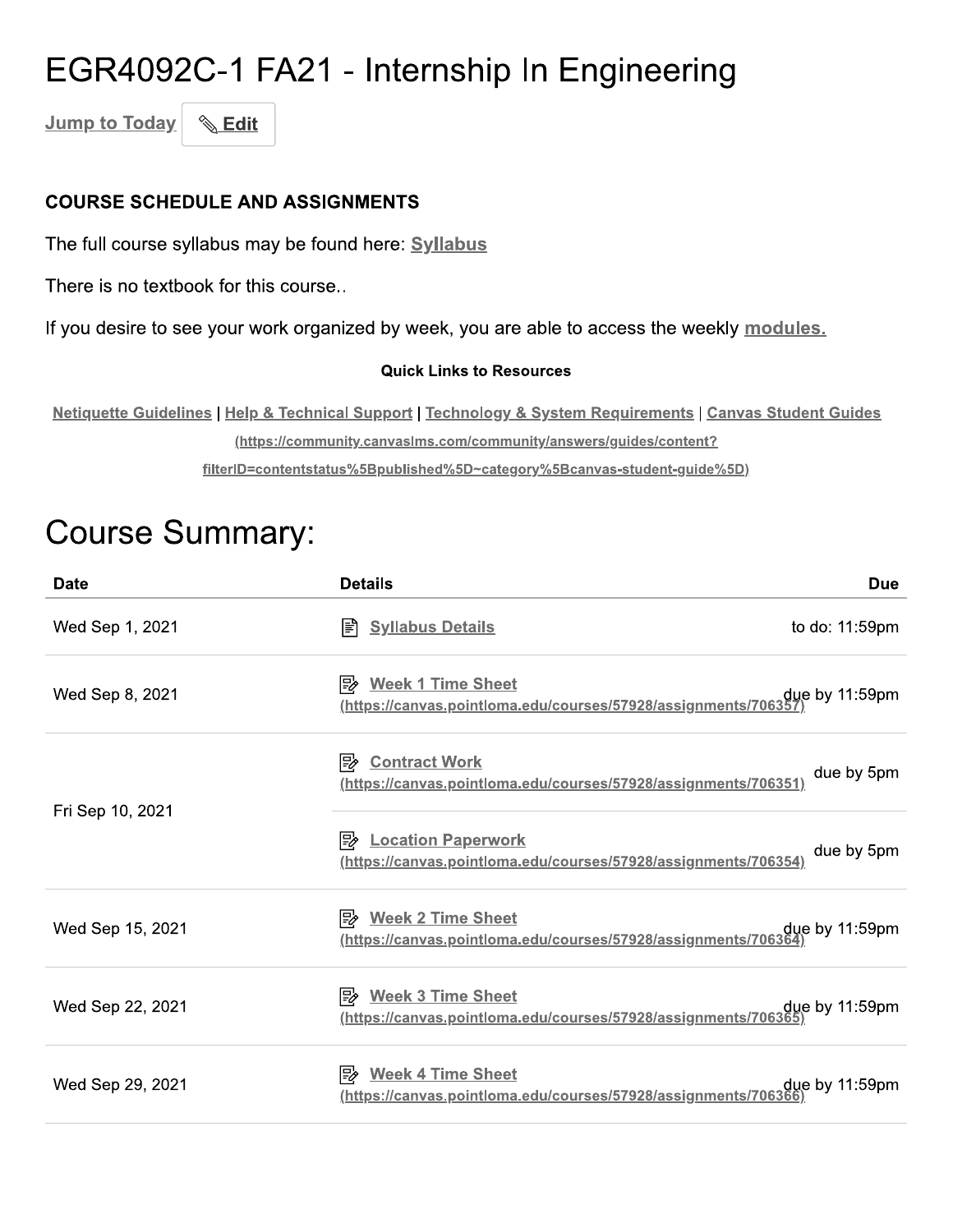# EGR4092C-1 FA21 - Internship In Engineering

Jump to Today | ✎ Edit

**COURSE SCHEDULE AND ASSIGNMENTS**

The full course syllabus may be found here: Syllabus

There is no textbook for this course..

If you desire to see your work organized by week, you are able to access the weekly modules.

**Quick Links to Resources**

Netiquette Guidelines | Help & Technical Support | Technology & System Requirements | Canvas Student Guides (https://community.canvaslms.com/community/answers/guides/content?filterID=contentstatus%5Bpublished%5D~category%5Bcanvas-student-guide%5D)

# Course Summary:

| Date | Details | Due |
| --- | --- | --- |
| Wed Sep 1, 2021 | Syllabus Details | to do: 11:59pm |
| Wed Sep 8, 2021 | Week 1 Time Sheet (https://canvas.pointloma.edu/courses/57928/assignments/706357) | due by 11:59pm |
| Fri Sep 10, 2021 | Contract Work (https://canvas.pointloma.edu/courses/57928/assignments/706351) | due by 5pm |
| | Location Paperwork (https://canvas.pointloma.edu/courses/57928/assignments/706354) | due by 5pm |
| Wed Sep 15, 2021 | Week 2 Time Sheet (https://canvas.pointloma.edu/courses/57928/assignments/706364) | due by 11:59pm |
| Wed Sep 22, 2021 | Week 3 Time Sheet (https://canvas.pointloma.edu/courses/57928/assignments/706365) | due by 11:59pm |
| Wed Sep 29, 2021 | Week 4 Time Sheet (https://canvas.pointloma.edu/courses/57928/assignments/706366) | due by 11:59pm |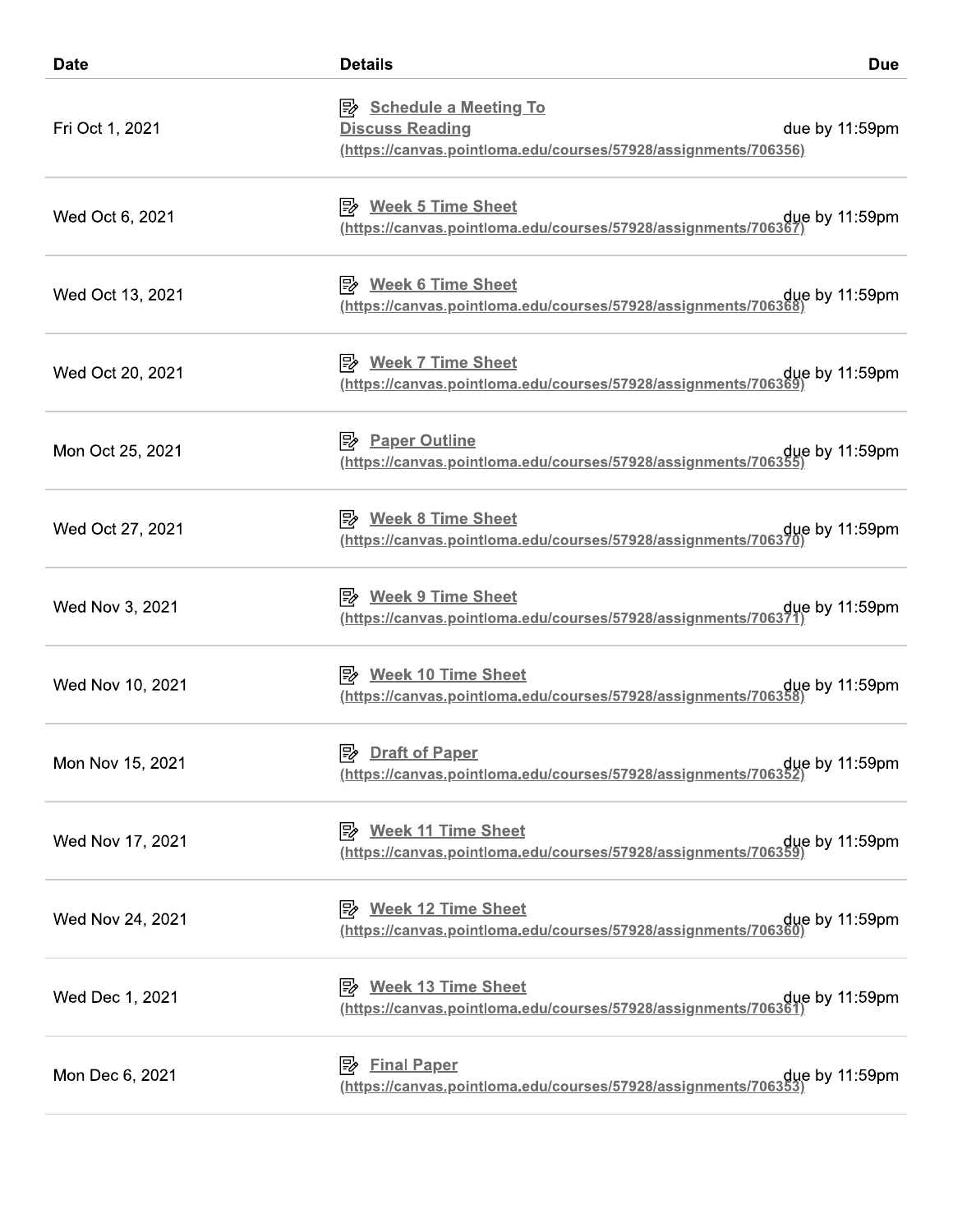| Date | Details | Due |
| --- | --- | --- |
| Fri Oct 1, 2021 | Schedule a Meeting To Discuss Reading (https://canvas.pointloma.edu/courses/57928/assignments/706356) | due by 11:59pm |
| Wed Oct 6, 2021 | Week 5 Time Sheet (https://canvas.pointloma.edu/courses/57928/assignments/706367) | due by 11:59pm |
| Wed Oct 13, 2021 | Week 6 Time Sheet (https://canvas.pointloma.edu/courses/57928/assignments/706368) | due by 11:59pm |
| Wed Oct 20, 2021 | Week 7 Time Sheet (https://canvas.pointloma.edu/courses/57928/assignments/706369) | due by 11:59pm |
| Mon Oct 25, 2021 | Paper Outline (https://canvas.pointloma.edu/courses/57928/assignments/706355) | due by 11:59pm |
| Wed Oct 27, 2021 | Week 8 Time Sheet (https://canvas.pointloma.edu/courses/57928/assignments/706370) | due by 11:59pm |
| Wed Nov 3, 2021 | Week 9 Time Sheet (https://canvas.pointloma.edu/courses/57928/assignments/706371) | due by 11:59pm |
| Wed Nov 10, 2021 | Week 10 Time Sheet (https://canvas.pointloma.edu/courses/57928/assignments/706358) | due by 11:59pm |
| Mon Nov 15, 2021 | Draft of Paper (https://canvas.pointloma.edu/courses/57928/assignments/706352) | due by 11:59pm |
| Wed Nov 17, 2021 | Week 11 Time Sheet (https://canvas.pointloma.edu/courses/57928/assignments/706359) | due by 11:59pm |
| Wed Nov 24, 2021 | Week 12 Time Sheet (https://canvas.pointloma.edu/courses/57928/assignments/706360) | due by 11:59pm |
| Wed Dec 1, 2021 | Week 13 Time Sheet (https://canvas.pointloma.edu/courses/57928/assignments/706361) | due by 11:59pm |
| Mon Dec 6, 2021 | Final Paper (https://canvas.pointloma.edu/courses/57928/assignments/706353) | due by 11:59pm |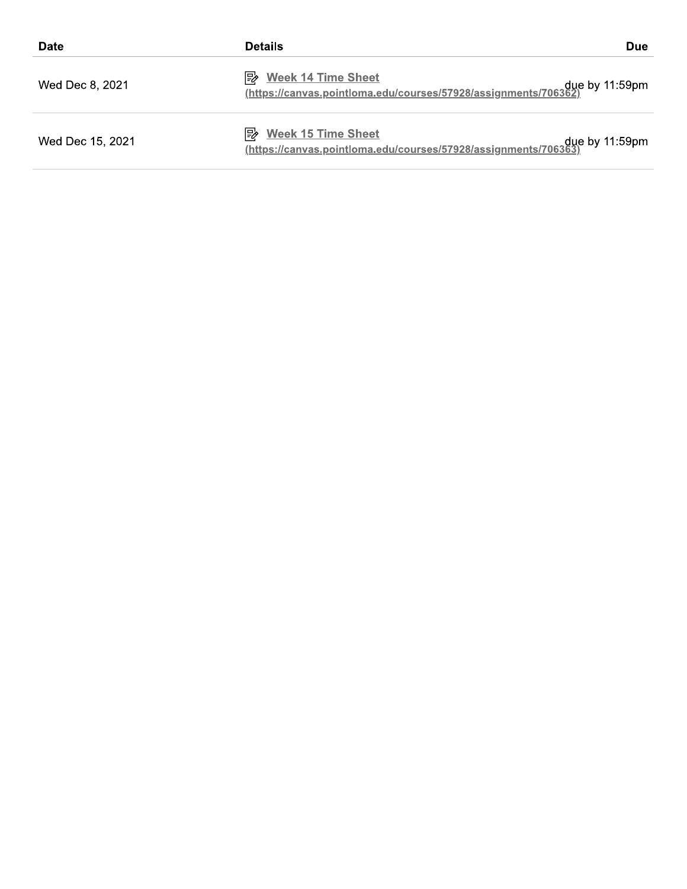| Date | Details | Due |
|---|---|---|
| Wed Dec 8, 2021 | Week 14 Time Sheet (https://canvas.pointloma.edu/courses/57928/assignments/706362) | due by 11:59pm |
| Wed Dec 15, 2021 | Week 15 Time Sheet (https://canvas.pointloma.edu/courses/57928/assignments/706363) | due by 11:59pm |